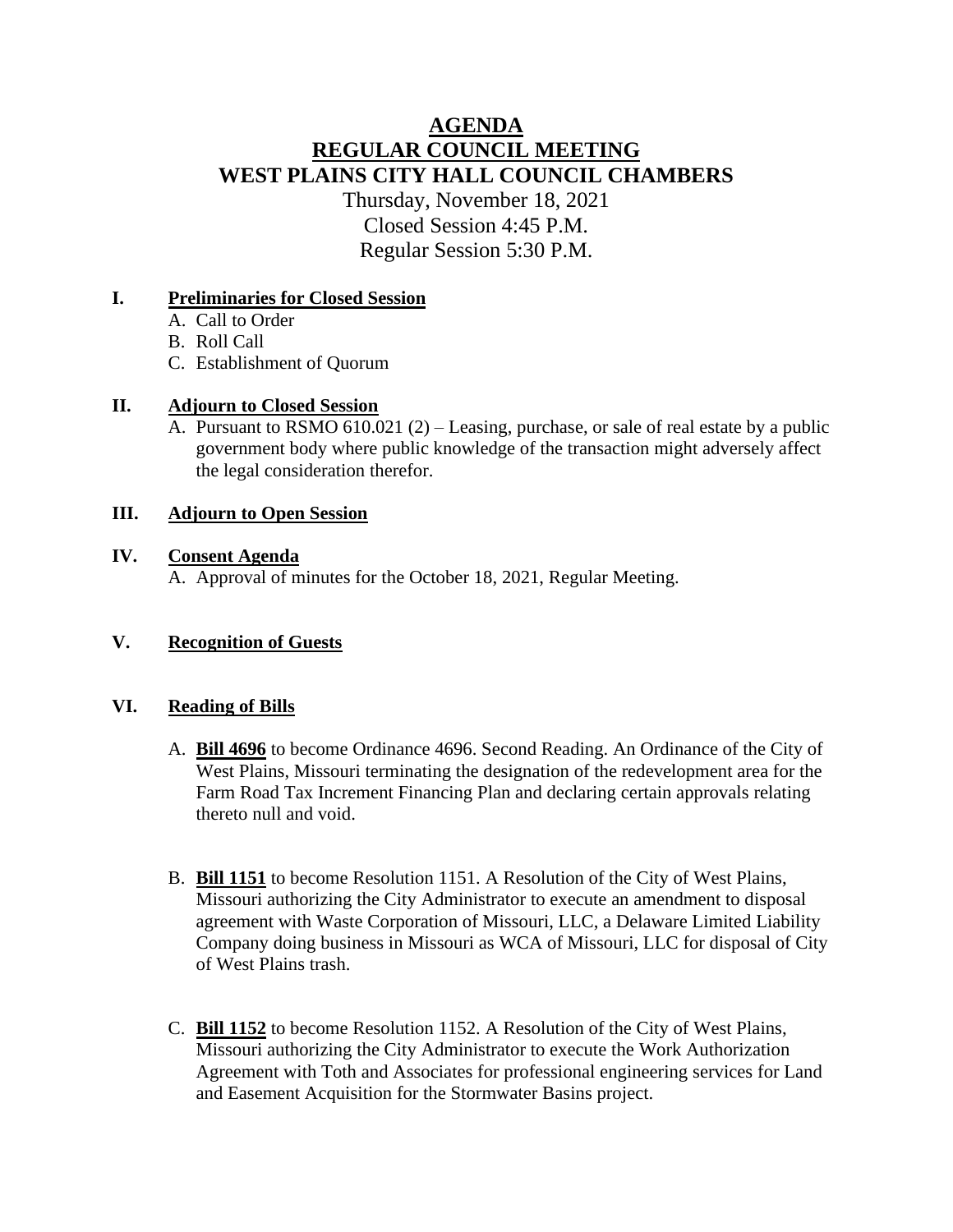# AGENDA
# REGULAR COUNCIL MEETING
# WEST PLAINS CITY HALL COUNCIL CHAMBERS

Thursday, November 18, 2021
Closed Session 4:45 P.M.
Regular Session 5:30 P.M.

## I. Preliminaries for Closed Session

A. Call to Order
B. Roll Call
C. Establishment of Quorum

## II. Adjourn to Closed Session

A. Pursuant to RSMO 610.021 (2) – Leasing, purchase, or sale of real estate by a public government body where public knowledge of the transaction might adversely affect the legal consideration therefor.

## III. Adjourn to Open Session

## IV. Consent Agenda

A. Approval of minutes for the October 18, 2021, Regular Meeting.

## V. Recognition of Guests

## VI. Reading of Bills

A. **Bill 4696** to become Ordinance 4696. Second Reading. An Ordinance of the City of West Plains, Missouri terminating the designation of the redevelopment area for the Farm Road Tax Increment Financing Plan and declaring certain approvals relating thereto null and void.

B. **Bill 1151** to become Resolution 1151. A Resolution of the City of West Plains, Missouri authorizing the City Administrator to execute an amendment to disposal agreement with Waste Corporation of Missouri, LLC, a Delaware Limited Liability Company doing business in Missouri as WCA of Missouri, LLC for disposal of City of West Plains trash.

C. **Bill 1152** to become Resolution 1152. A Resolution of the City of West Plains, Missouri authorizing the City Administrator to execute the Work Authorization Agreement with Toth and Associates for professional engineering services for Land and Easement Acquisition for the Stormwater Basins project.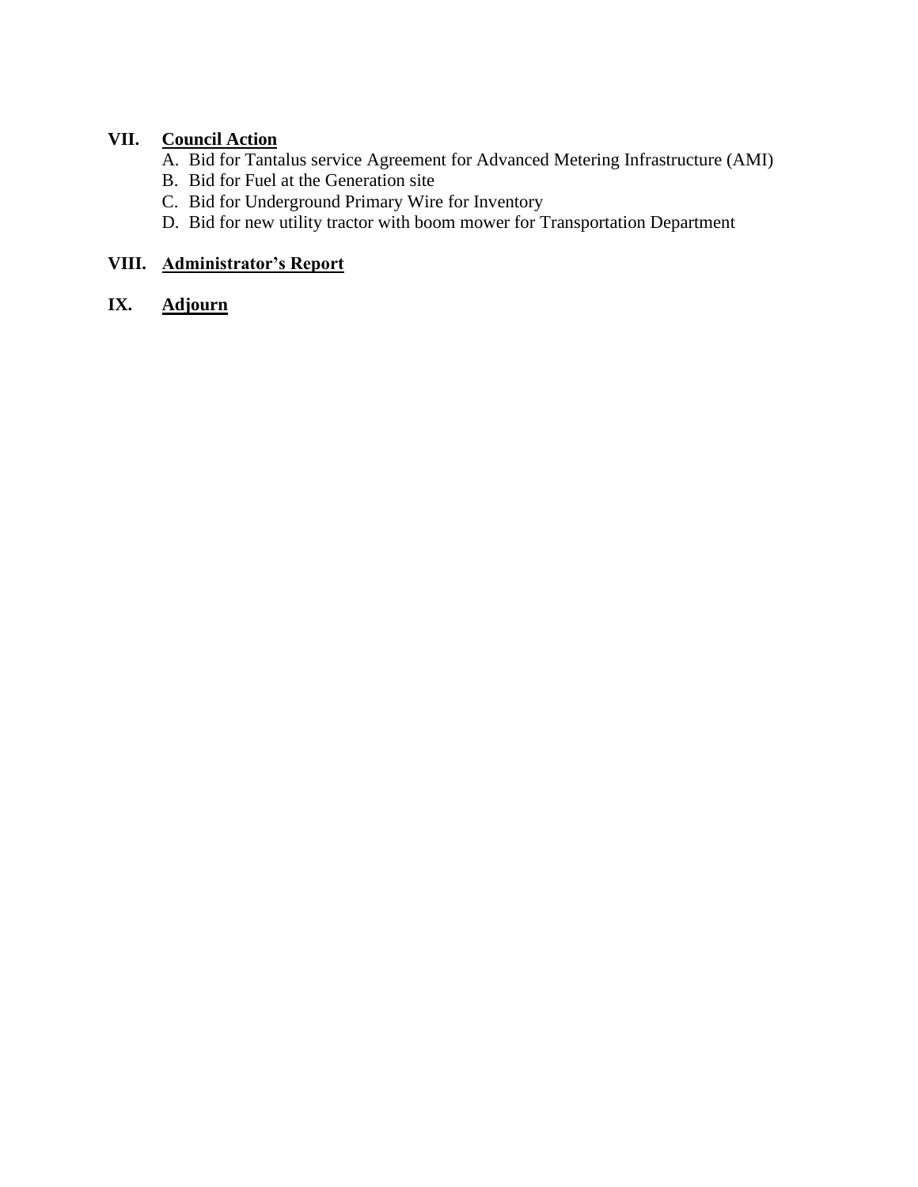**VII. Council Action**

A. Bid for Tantalus service Agreement for Advanced Metering Infrastructure (AMI)
B. Bid for Fuel at the Generation site
C. Bid for Underground Primary Wire for Inventory
D. Bid for new utility tractor with boom mower for Transportation Department

**VIII. Administrator's Report**

**IX. Adjourn**